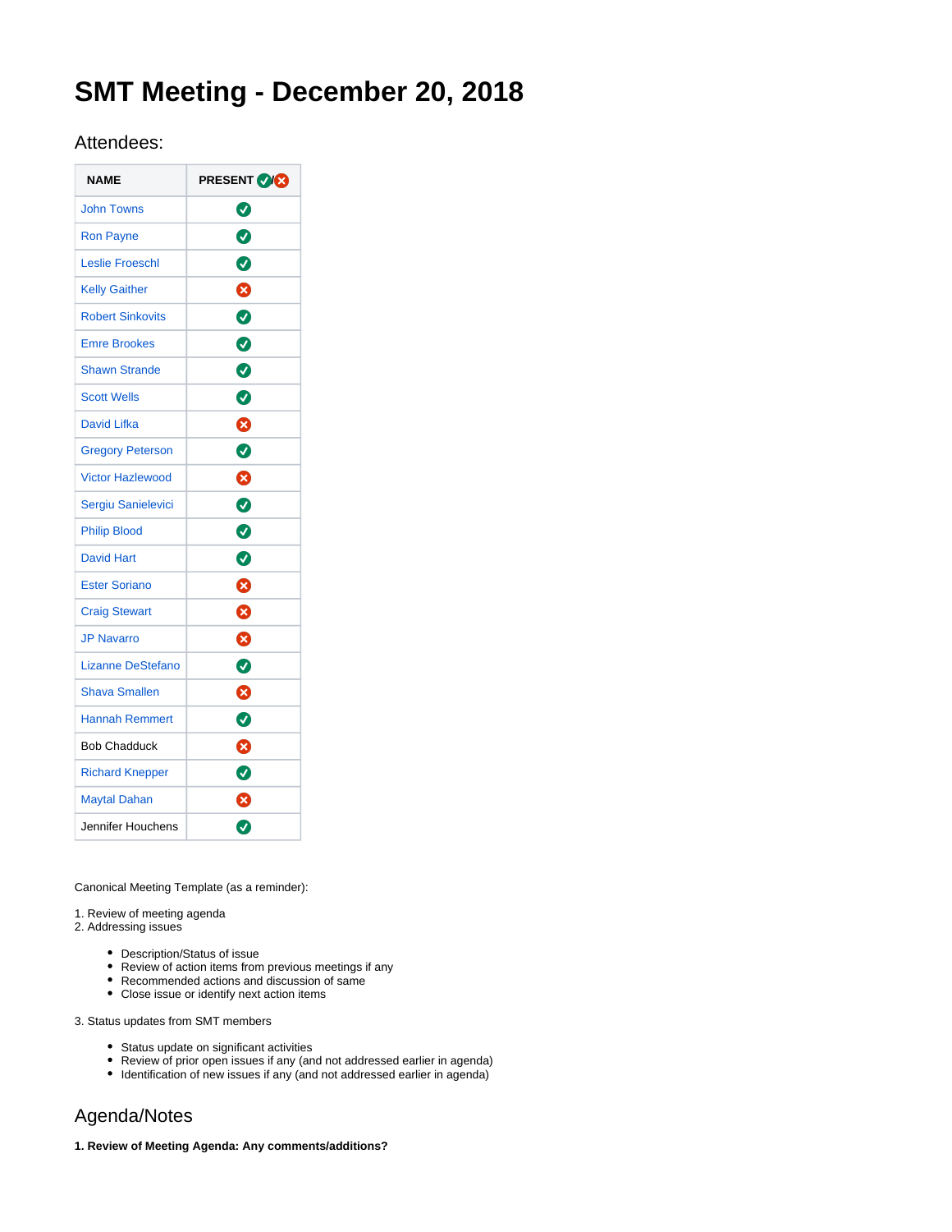# SMT Meeting - December 20, 2018

## Attendees:

| NAME | PRESENT ✅/❌ |
|---|---|
| John Towns | ✅ |
| Ron Payne | ✅ |
| Leslie Froeschl | ✅ |
| Kelly Gaither | ❌ |
| Robert Sinkovits | ✅ |
| Emre Brookes | ✅ |
| Shawn Strande | ✅ |
| Scott Wells | ✅ |
| David Lifka | ❌ |
| Gregory Peterson | ✅ |
| Victor Hazlewood | ❌ |
| Sergiu Sanielevici | ✅ |
| Philip Blood | ✅ |
| David Hart | ✅ |
| Ester Soriano | ❌ |
| Craig Stewart | ❌ |
| JP Navarro | ❌ |
| Lizanne DeStefano | ✅ |
| Shava Smallen | ❌ |
| Hannah Remmert | ✅ |
| Bob Chadduck | ❌ |
| Richard Knepper | ✅ |
| Maytal Dahan | ❌ |
| Jennifer Houchens | ✅ |

Canonical Meeting Template (as a reminder):

1. Review of meeting agenda
2. Addressing issues
   - Description/Status of issue
   - Review of action items from previous meetings if any
   - Recommended actions and discussion of same
   - Close issue or identify next action items
3. Status updates from SMT members
   - Status update on significant activities
   - Review of prior open issues if any (and not addressed earlier in agenda)
   - Identification of new issues if any (and not addressed earlier in agenda)

## Agenda/Notes

**1. Review of Meeting Agenda: Any comments/additions?**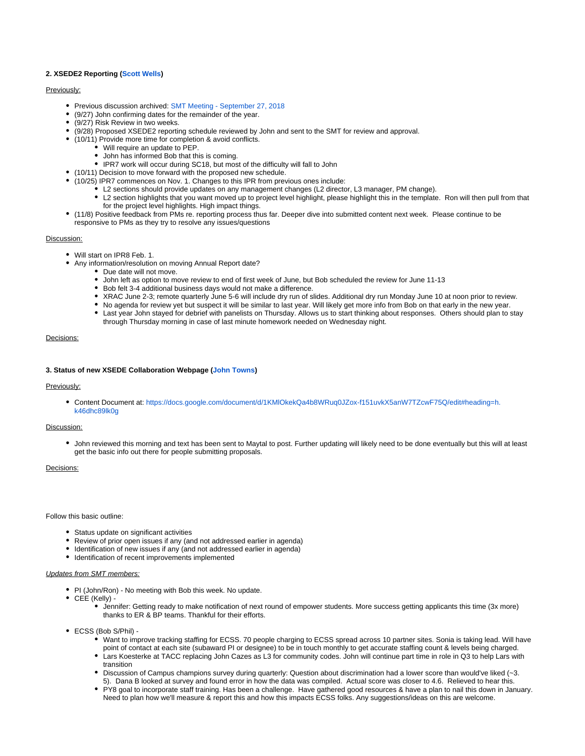**2. XSEDE2 Reporting (Scott Wells)**

Previously:

- Previous discussion archived: SMT Meeting - September 27, 2018
- (9/27) John confirming dates for the remainder of the year.
- (9/27) Risk Review in two weeks.
- (9/28) Proposed XSEDE2 reporting schedule reviewed by John and sent to the SMT for review and approval.
- (10/11) Provide more time for completion & avoid conflicts.
  - Will require an update to PEP.
  - John has informed Bob that this is coming.
  - IPR7 work will occur during SC18, but most of the difficulty will fall to John
- (10/11) Decision to move forward with the proposed new schedule.
- (10/25) IPR7 commences on Nov. 1. Changes to this IPR from previous ones include:
  - L2 sections should provide updates on any management changes (L2 director, L3 manager, PM change).
  - L2 section highlights that you want moved up to project level highlight, please highlight this in the template. Ron will then pull from that for the project level highlights. High impact things.
- (11/8) Positive feedback from PMs re. reporting process thus far. Deeper dive into submitted content next week. Please continue to be responsive to PMs as they try to resolve any issues/questions

Discussion:

- Will start on IPR8 Feb. 1.
- Any information/resolution on moving Annual Report date?
  - Due date will not move.
  - John left as option to move review to end of first week of June, but Bob scheduled the review for June 11-13
  - Bob felt 3-4 additional business days would not make a difference.
  - XRAC June 2-3; remote quarterly June 5-6 will include dry run of slides. Additional dry run Monday June 10 at noon prior to review.
  - No agenda for review yet but suspect it will be similar to last year. Will likely get more info from Bob on that early in the new year.
  - Last year John stayed for debrief with panelists on Thursday. Allows us to start thinking about responses. Others should plan to stay through Thursday morning in case of last minute homework needed on Wednesday night.

Decisions:

**3. Status of new XSEDE Collaboration Webpage (John Towns)**

Previously:

- Content Document at: https://docs.google.com/document/d/1KMlOkekQa4b8WRuq0JZox-f151uvkX5anW7TZcwF75Q/edit#heading=h.k46dhc89lk0g

Discussion:

- John reviewed this morning and text has been sent to Maytal to post. Further updating will likely need to be done eventually but this will at least get the basic info out there for people submitting proposals.

Decisions:

Follow this basic outline:

- Status update on significant activities
- Review of prior open issues if any (and not addressed earlier in agenda)
- Identification of new issues if any (and not addressed earlier in agenda)
- Identification of recent improvements implemented

*Updates from SMT members:*

- PI (John/Ron) - No meeting with Bob this week. No update.
- CEE (Kelly) -
  - Jennifer: Getting ready to make notification of next round of empower students. More success getting applicants this time (3x more) thanks to ER & BP teams. Thankful for their efforts.
- ECSS (Bob S/Phil) -
  - Want to improve tracking staffing for ECSS. 70 people charging to ECSS spread across 10 partner sites. Sonia is taking lead. Will have point of contact at each site (subaward PI or designee) to be in touch monthly to get accurate staffing count & levels being charged.
  - Lars Koesterke at TACC replacing John Cazes as L3 for community codes. John will continue part time in role in Q3 to help Lars with transition
  - Discussion of Campus champions survey during quarterly: Question about discrimination had a lower score than would've liked (~3.5). Dana B looked at survey and found error in how the data was compiled. Actual score was closer to 4.6. Relieved to hear this.
  - PY8 goal to incorporate staff training. Has been a challenge. Have gathered good resources & have a plan to nail this down in January. Need to plan how we'll measure & report this and how this impacts ECSS folks. Any suggestions/ideas on this are welcome.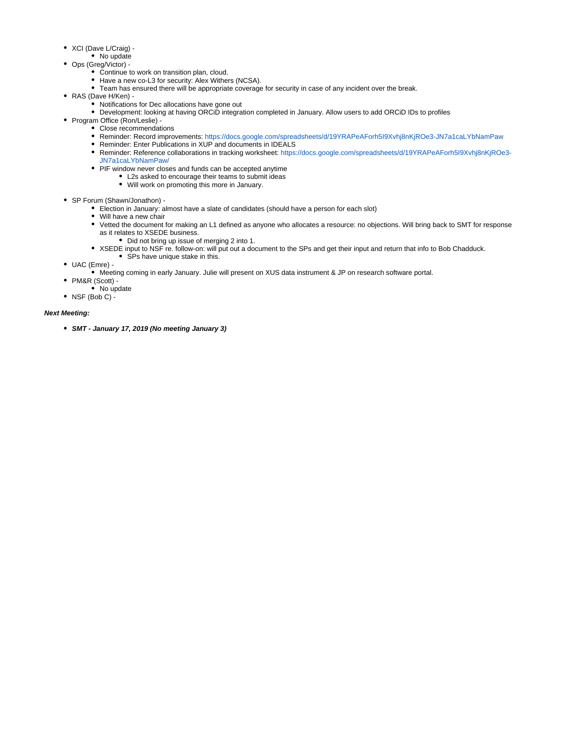- XCI (Dave L/Craig) -
  - No update
- Ops (Greg/Victor) -
  - Continue to work on transition plan, cloud.
  - Have a new co-L3 for security: Alex Withers (NCSA).
  - Team has ensured there will be appropriate coverage for security in case of any incident over the break.
- RAS (Dave H/Ken) -
  - Notifications for Dec allocations have gone out
  - Development: looking at having ORCiD integration completed in January. Allow users to add ORCiD IDs to profiles
- Program Office (Ron/Leslie) -
  - Close recommendations
  - Reminder: Record improvements: https://docs.google.com/spreadsheets/d/19YRAPeAForh5I9Xvhj8nKjROe3-JN7a1caLYbNamPaw
  - Reminder: Enter Publications in XUP and documents in IDEALS
  - Reminder: Reference collaborations in tracking worksheet: https://docs.google.com/spreadsheets/d/19YRAPeAForh5I9Xvhj8nKjROe3-JN7a1caLYbNamPaw/
  - PIF window never closes and funds can be accepted anytime
    - L2s asked to encourage their teams to submit ideas
    - Will work on promoting this more in January.
- SP Forum (Shawn/Jonathon) -
  - Election in January: almost have a slate of candidates (should have a person for each slot)
  - Will have a new chair
  - Vetted the document for making an L1 defined as anyone who allocates a resource: no objections. Will bring back to SMT for response as it relates to XSEDE business.
    - Did not bring up issue of merging 2 into 1.
  - XSEDE input to NSF re. follow-on: will put out a document to the SPs and get their input and return that info to Bob Chadduck.
    - SPs have unique stake in this.
- UAC (Emre) -
  - Meeting coming in early January. Julie will present on XUS data instrument & JP on research software portal.
- PM&R (Scott) -
  - No update
- NSF (Bob C) -

***Next Meeting:***

- ***SMT - January 17, 2019 (No meeting January 3)***